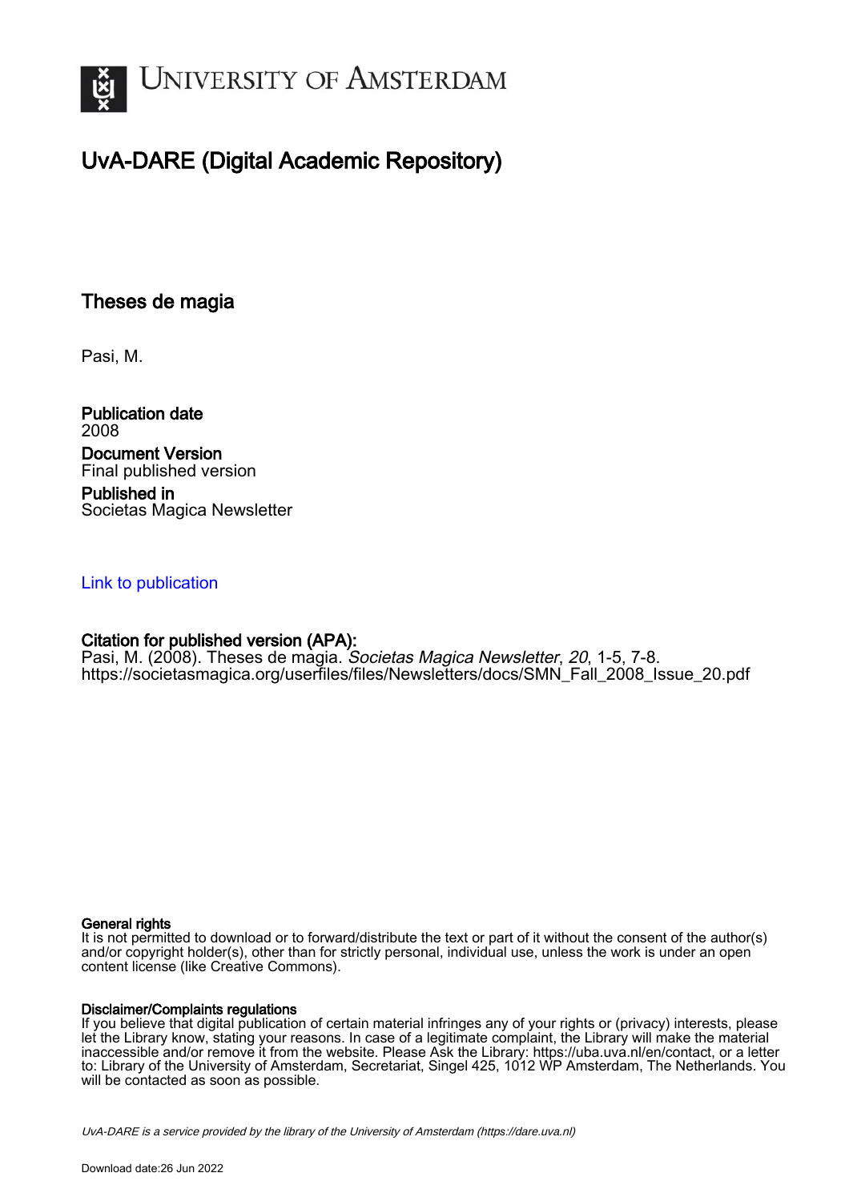# UNIVERSITY OF AMSTERDAM

## UvA-DARE (Digital Academic Repository)

### Theses de magia

Pasi, M.

**Publication date**
2008

**Document Version**
Final published version

**Published in**
Societas Magica Newsletter

Link to publication

**Citation for published version (APA):**
Pasi, M. (2008). Theses de magia. *Societas Magica Newsletter*, *20*, 1-5, 7-8.
https://societasmagica.org/userfiles/files/Newsletters/docs/SMN_Fall_2008_Issue_20.pdf

**General rights**
It is not permitted to download or to forward/distribute the text or part of it without the consent of the author(s) and/or copyright holder(s), other than for strictly personal, individual use, unless the work is under an open content license (like Creative Commons).

**Disclaimer/Complaints regulations**
If you believe that digital publication of certain material infringes any of your rights or (privacy) interests, please let the Library know, stating your reasons. In case of a legitimate complaint, the Library will make the material inaccessible and/or remove it from the website. Please Ask the Library: https://uba.uva.nl/en/contact, or a letter to: Library of the University of Amsterdam, Secretariat, Singel 425, 1012 WP Amsterdam, The Netherlands. You will be contacted as soon as possible.

*UvA-DARE is a service provided by the library of the University of Amsterdam (https://dare.uva.nl)*

Download date:26 Jun 2022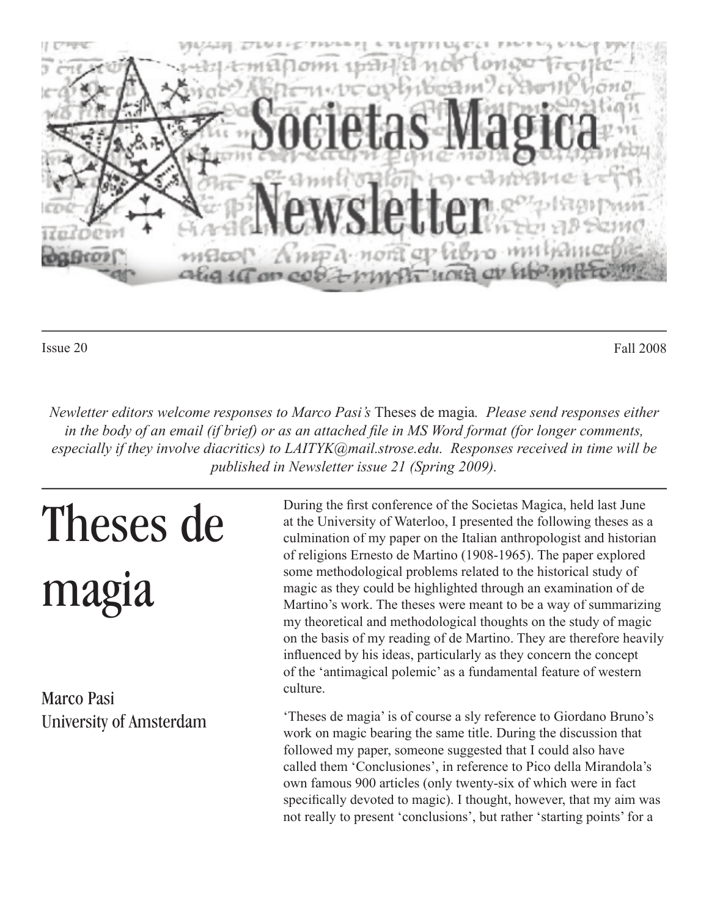# Societas Magica Newsletter

Issue 20 Fall 2008

*Newletter editors welcome responses to Marco Pasi's* Theses de magia*. Please send responses either in the body of an email (if brief) or as an attached file in MS Word format (for longer comments, especially if they involve diacritics) to LAITYK@mail.strose.edu. Responses received in time will be published in Newsletter issue 21 (Spring 2009).*

# Theses de magia

Marco Pasi
University of Amsterdam

During the first conference of the Societas Magica, held last June at the University of Waterloo, I presented the following theses as a culmination of my paper on the Italian anthropologist and historian of religions Ernesto de Martino (1908-1965). The paper explored some methodological problems related to the historical study of magic as they could be highlighted through an examination of de Martino's work. The theses were meant to be a way of summarizing my theoretical and methodological thoughts on the study of magic on the basis of my reading of de Martino. They are therefore heavily influenced by his ideas, particularly as they concern the concept of the 'antimagical polemic' as a fundamental feature of western culture.

'Theses de magia' is of course a sly reference to Giordano Bruno's work on magic bearing the same title. During the discussion that followed my paper, someone suggested that I could also have called them 'Conclusiones', in reference to Pico della Mirandola's own famous 900 articles (only twenty-six of which were in fact specifically devoted to magic). I thought, however, that my aim was not really to present 'conclusions', but rather 'starting points' for a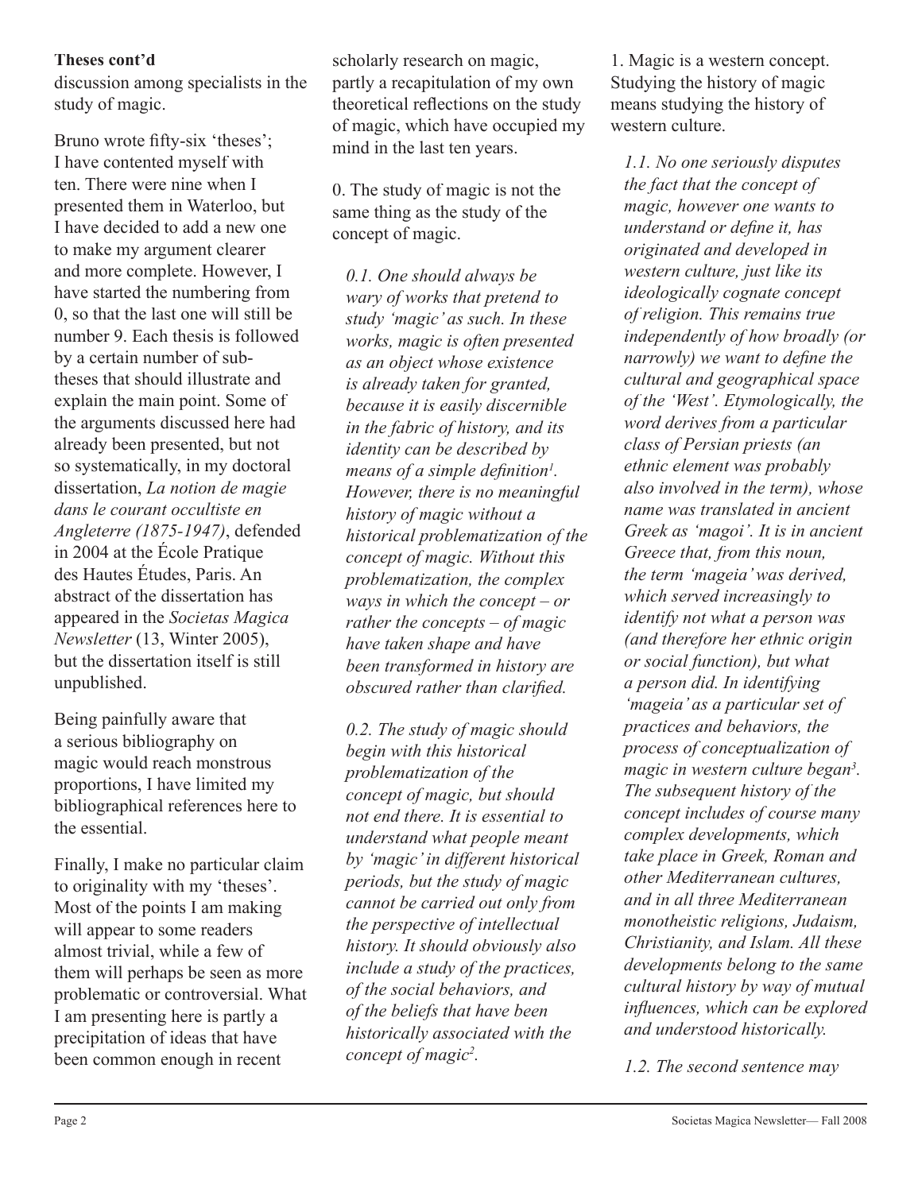**Theses cont'd**

discussion among specialists in the study of magic.

Bruno wrote fifty-six 'theses'; I have contented myself with ten. There were nine when I presented them in Waterloo, but I have decided to add a new one to make my argument clearer and more complete. However, I have started the numbering from 0, so that the last one will still be number 9. Each thesis is followed by a certain number of sub-theses that should illustrate and explain the main point. Some of the arguments discussed here had already been presented, but not so systematically, in my doctoral dissertation, *La notion de magie dans le courant occultiste en Angleterre (1875-1947)*, defended in 2004 at the École Pratique des Hautes Études, Paris. An abstract of the dissertation has appeared in the *Societas Magica Newsletter* (13, Winter 2005), but the dissertation itself is still unpublished.

Being painfully aware that a serious bibliography on magic would reach monstrous proportions, I have limited my bibliographical references here to the essential.

Finally, I make no particular claim to originality with my 'theses'. Most of the points I am making will appear to some readers almost trivial, while a few of them will perhaps be seen as more problematic or controversial. What I am presenting here is partly a precipitation of ideas that have been common enough in recent scholarly research on magic, partly a recapitulation of my own theoretical reflections on the study of magic, which have occupied my mind in the last ten years.

0. The study of magic is not the same thing as the study of the concept of magic.

*0.1. One should always be wary of works that pretend to study 'magic' as such. In these works, magic is often presented as an object whose existence is already taken for granted, because it is easily discernible in the fabric of history, and its identity can be described by means of a simple definition[1]. However, there is no meaningful history of magic without a historical problematization of the concept of magic. Without this problematization, the complex ways in which the concept – or rather the concepts – of magic have taken shape and have been transformed in history are obscured rather than clarified.*

*0.2. The study of magic should begin with this historical problematization of the concept of magic, but should not end there. It is essential to understand what people meant by 'magic' in different historical periods, but the study of magic cannot be carried out only from the perspective of intellectual history. It should obviously also include a study of the practices, of the social behaviors, and of the beliefs that have been historically associated with the concept of magic[2].*

1. Magic is a western concept. Studying the history of magic means studying the history of western culture.

*1.1. No one seriously disputes the fact that the concept of magic, however one wants to understand or define it, has originated and developed in western culture, just like its ideologically cognate concept of religion. This remains true independently of how broadly (or narrowly) we want to define the cultural and geographical space of the 'West'. Etymologically, the word derives from a particular class of Persian priests (an ethnic element was probably also involved in the term), whose name was translated in ancient Greek as 'magoi'. It is in ancient Greece that, from this noun, the term 'mageia' was derived, which served increasingly to identify not what a person was (and therefore her ethnic origin or social function), but what a person did. In identifying 'mageia' as a particular set of practices and behaviors, the process of conceptualization of magic in western culture began[3]. The subsequent history of the concept includes of course many complex developments, which take place in Greek, Roman and other Mediterranean cultures, and in all three Mediterranean monotheistic religions, Judaism, Christianity, and Islam. All these developments belong to the same cultural history by way of mutual influences, which can be explored and understood historically.*

*1.2. The second sentence may*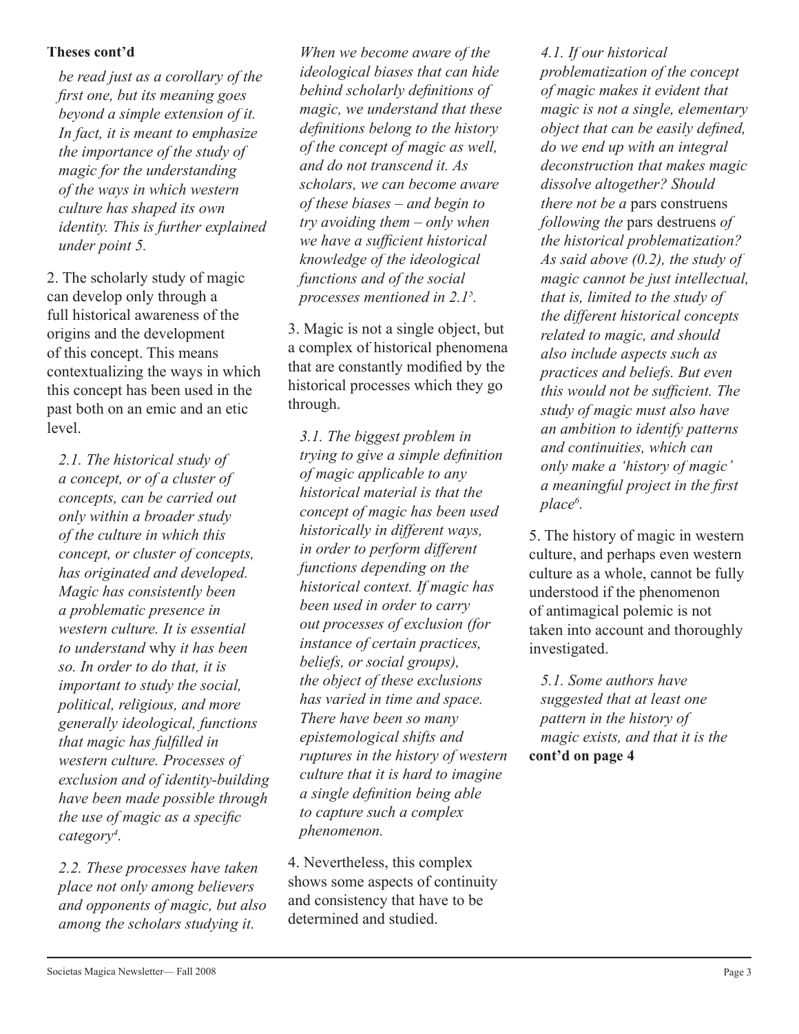**Theses cont'd**

*be read just as a corollary of the first one, but its meaning goes beyond a simple extension of it. In fact, it is meant to emphasize the importance of the study of magic for the understanding of the ways in which western culture has shaped its own identity. This is further explained under point 5.*

2. The scholarly study of magic can develop only through a full historical awareness of the origins and the development of this concept. This means contextualizing the ways in which this concept has been used in the past both on an emic and an etic level.

*2.1. The historical study of a concept, or of a cluster of concepts, can be carried out only within a broader study of the culture in which this concept, or cluster of concepts, has originated and developed. Magic has consistently been a problematic presence in western culture. It is essential to understand* why *it has been so. In order to do that, it is important to study the social, political, religious, and more generally ideological, functions that magic has fulfilled in western culture. Processes of exclusion and of identity-building have been made possible through the use of magic as a specific category*[4].

*2.2. These processes have taken place not only among believers and opponents of magic, but also among the scholars studying it. When we become aware of the ideological biases that can hide behind scholarly definitions of magic, we understand that these definitions belong to the history of the concept of magic as well, and do not transcend it. As scholars, we can become aware of these biases – and begin to try avoiding them – only when we have a sufficient historical knowledge of the ideological functions and of the social processes mentioned in 2.1*[5].

3. Magic is not a single object, but a complex of historical phenomena that are constantly modified by the historical processes which they go through.

*3.1. The biggest problem in trying to give a simple definition of magic applicable to any historical material is that the concept of magic has been used historically in different ways, in order to perform different functions depending on the historical context. If magic has been used in order to carry out processes of exclusion (for instance of certain practices, beliefs, or social groups), the object of these exclusions has varied in time and space. There have been so many epistemological shifts and ruptures in the history of western culture that it is hard to imagine a single definition being able to capture such a complex phenomenon.*

4. Nevertheless, this complex shows some aspects of continuity and consistency that have to be determined and studied.

*4.1. If our historical problematization of the concept of magic makes it evident that magic is not a single, elementary object that can be easily defined, do we end up with an integral deconstruction that makes magic dissolve altogether? Should there not be a* pars construens *following the* pars destruens *of the historical problematization? As said above (0.2), the study of magic cannot be just intellectual, that is, limited to the study of the different historical concepts related to magic, and should also include aspects such as practices and beliefs. But even this would not be sufficient. The study of magic must also have an ambition to identify patterns and continuities, which can only make a 'history of magic' a meaningful project in the first place*[6].

5. The history of magic in western culture, and perhaps even western culture as a whole, cannot be fully understood if the phenomenon of antimagical polemic is not taken into account and thoroughly investigated.

*5.1. Some authors have suggested that at least one pattern in the history of magic exists, and that it is the*

**cont'd on page 4**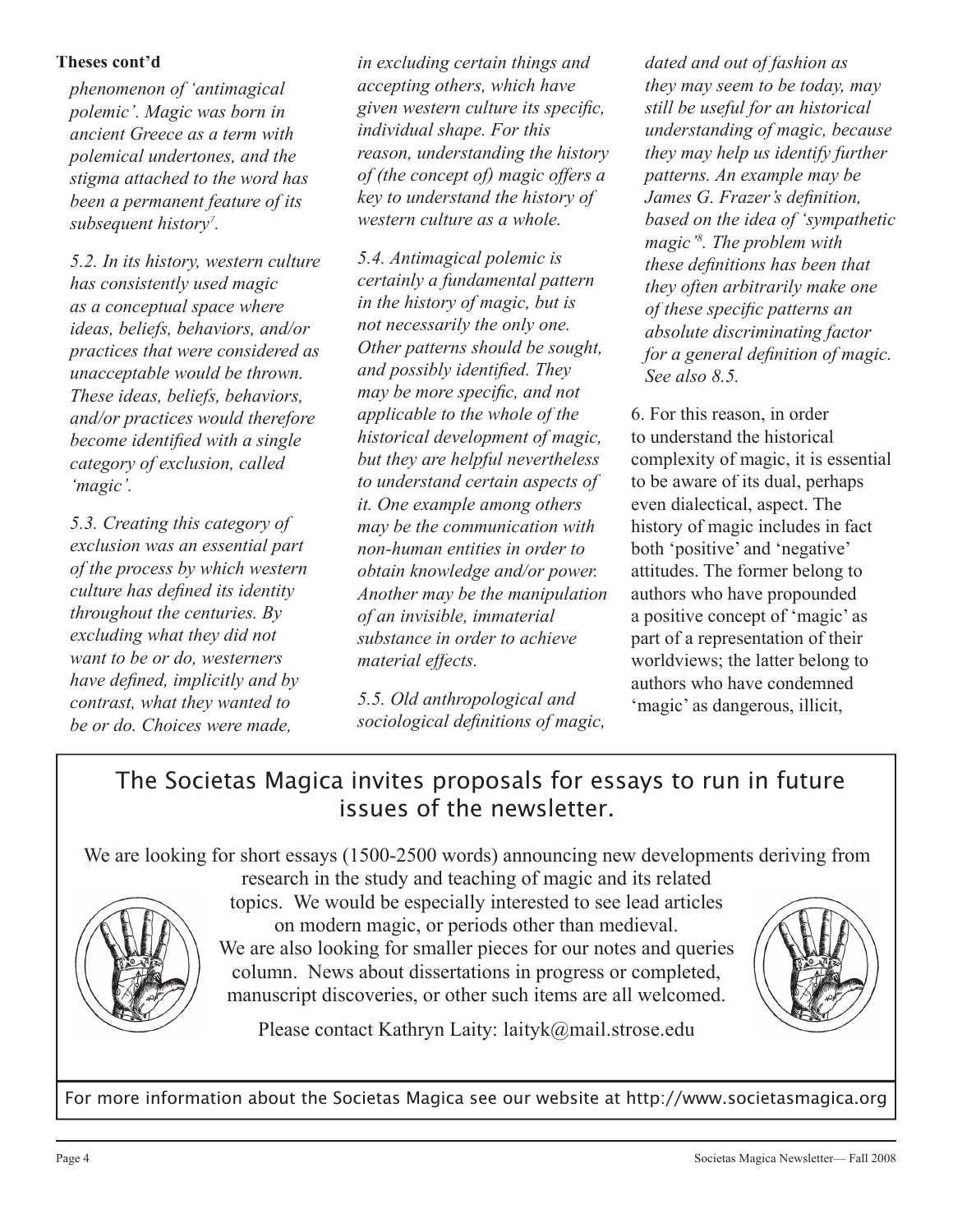**Theses cont'd**

*phenomenon of 'antimagical polemic'. Magic was born in ancient Greece as a term with polemical undertones, and the stigma attached to the word has been a permanent feature of its subsequent history*[7].

*5.2. In its history, western culture has consistently used magic as a conceptual space where ideas, beliefs, behaviors, and/or practices that were considered as unacceptable would be thrown. These ideas, beliefs, behaviors, and/or practices would therefore become identified with a single category of exclusion, called 'magic'.*

*5.3. Creating this category of exclusion was an essential part of the process by which western culture has defined its identity throughout the centuries. By excluding what they did not want to be or do, westerners have defined, implicitly and by contrast, what they wanted to be or do. Choices were made, in excluding certain things and accepting others, which have given western culture its specific, individual shape. For this reason, understanding the history of (the concept of) magic offers a key to understand the history of western culture as a whole.*

*5.4. Antimagical polemic is certainly a fundamental pattern in the history of magic, but is not necessarily the only one. Other patterns should be sought, and possibly identified. They may be more specific, and not applicable to the whole of the historical development of magic, but they are helpful nevertheless to understand certain aspects of it. One example among others may be the communication with non-human entities in order to obtain knowledge and/or power. Another may be the manipulation of an invisible, immaterial substance in order to achieve material effects.*

*5.5. Old anthropological and sociological definitions of magic, dated and out of fashion as they may seem to be today, may still be useful for an historical understanding of magic, because they may help us identify further patterns. An example may be James G. Frazer's definition, based on the idea of 'sympathetic magic'*[8]*. The problem with these definitions has been that they often arbitrarily make one of these specific patterns an absolute discriminating factor for a general definition of magic. See also 8.5.*

6. For this reason, in order to understand the historical complexity of magic, it is essential to be aware of its dual, perhaps even dialectical, aspect. The history of magic includes in fact both 'positive' and 'negative' attitudes. The former belong to authors who have propounded a positive concept of 'magic' as part of a representation of their worldviews; the latter belong to authors who have condemned 'magic' as dangerous, illicit,

---

## The Societas Magica invites proposals for essays to run in future issues of the newsletter.

We are looking for short essays (1500-2500 words) announcing new developments deriving from research in the study and teaching of magic and its related topics. We would be especially interested to see lead articles on modern magic, or periods other than medieval.
We are also looking for smaller pieces for our notes and queries column. News about dissertations in progress or completed, manuscript discoveries, or other such items are all welcomed.

Please contact Kathryn Laity: laityk@mail.strose.edu

For more information about the Societas Magica see our website at http://www.societasmagica.org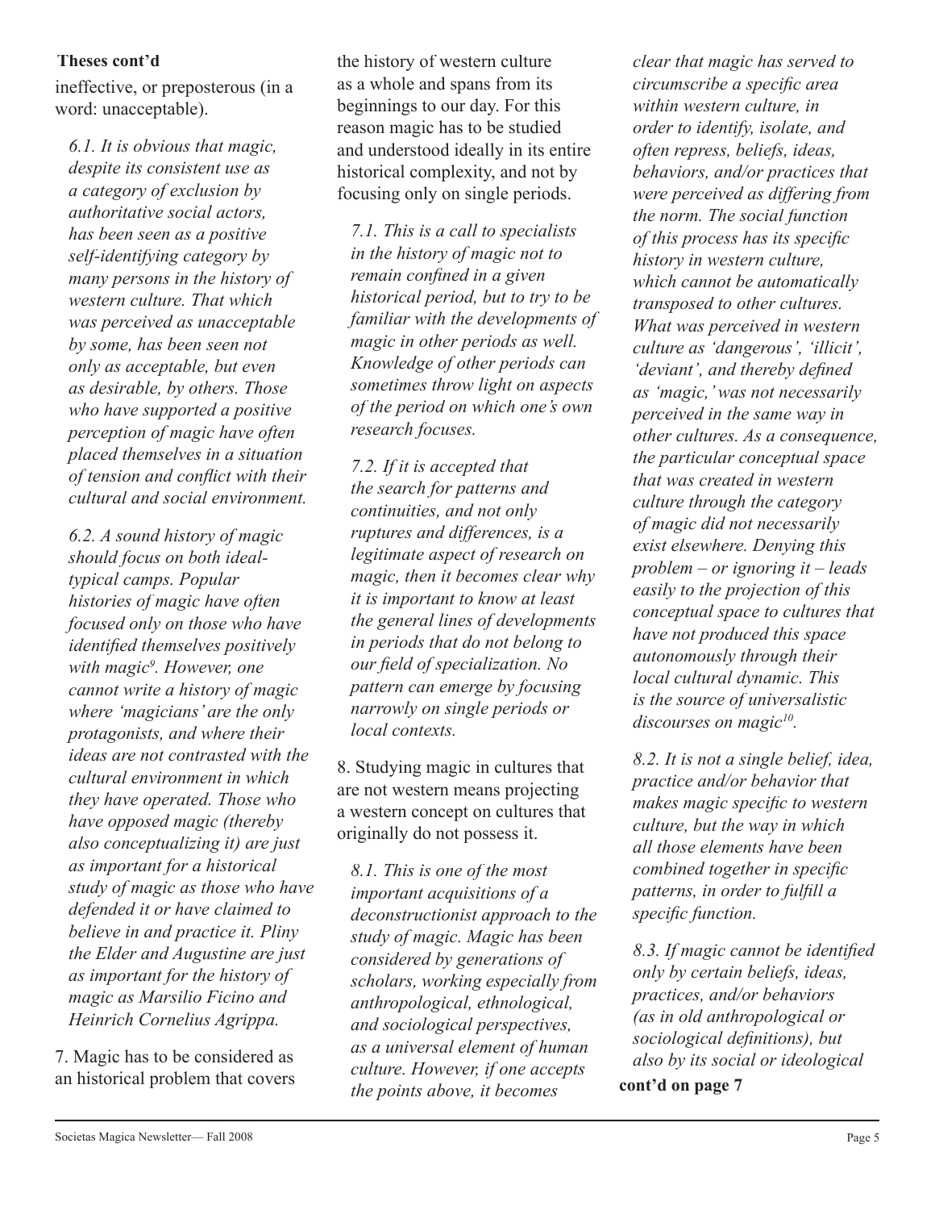**Theses cont'd**

ineffective, or preposterous (in a word: unacceptable).

*6.1. It is obvious that magic, despite its consistent use as a category of exclusion by authoritative social actors, has been seen as a positive self-identifying category by many persons in the history of western culture. That which was perceived as unacceptable by some, has been seen not only as acceptable, but even as desirable, by others. Those who have supported a positive perception of magic have often placed themselves in a situation of tension and conflict with their cultural and social environment.*

*6.2. A sound history of magic should focus on both ideal-typical camps. Popular histories of magic have often focused only on those who have identified themselves positively with magic[9]. However, one cannot write a history of magic where 'magicians' are the only protagonists, and where their ideas are not contrasted with the cultural environment in which they have operated. Those who have opposed magic (thereby also conceptualizing it) are just as important for a historical study of magic as those who have defended it or have claimed to believe in and practice it. Pliny the Elder and Augustine are just as important for the history of magic as Marsilio Ficino and Heinrich Cornelius Agrippa.*

7. Magic has to be considered as an historical problem that covers the history of western culture as a whole and spans from its beginnings to our day. For this reason magic has to be studied and understood ideally in its entire historical complexity, and not by focusing only on single periods.

*7.1. This is a call to specialists in the history of magic not to remain confined in a given historical period, but to try to be familiar with the developments of magic in other periods as well. Knowledge of other periods can sometimes throw light on aspects of the period on which one's own research focuses.*

*7.2. If it is accepted that the search for patterns and continuities, and not only ruptures and differences, is a legitimate aspect of research on magic, then it becomes clear why it is important to know at least the general lines of developments in periods that do not belong to our field of specialization. No pattern can emerge by focusing narrowly on single periods or local contexts.*

8. Studying magic in cultures that are not western means projecting a western concept on cultures that originally do not possess it.

*8.1. This is one of the most important acquisitions of a deconstructionist approach to the study of magic. Magic has been considered by generations of scholars, working especially from anthropological, ethnological, and sociological perspectives, as a universal element of human culture. However, if one accepts the points above, it becomes clear that magic has served to circumscribe a specific area within western culture, in order to identify, isolate, and often repress, beliefs, ideas, behaviors, and/or practices that were perceived as differing from the norm. The social function of this process has its specific history in western culture, which cannot be automatically transposed to other cultures. What was perceived in western culture as 'dangerous', 'illicit', 'deviant', and thereby defined as 'magic,' was not necessarily perceived in the same way in other cultures. As a consequence, the particular conceptual space that was created in western culture through the category of magic did not necessarily exist elsewhere. Denying this problem – or ignoring it – leads easily to the projection of this conceptual space to cultures that have not produced this space autonomously through their local cultural dynamic. This is the source of universalistic discourses on magic[10].*

*8.2. It is not a single belief, idea, practice and/or behavior that makes magic specific to western culture, but the way in which all those elements have been combined together in specific patterns, in order to fulfill a specific function.*

*8.3. If magic cannot be identified only by certain beliefs, ideas, practices, and/or behaviors (as in old anthropological or sociological definitions), but also by its social or ideological*

**cont'd on page 7**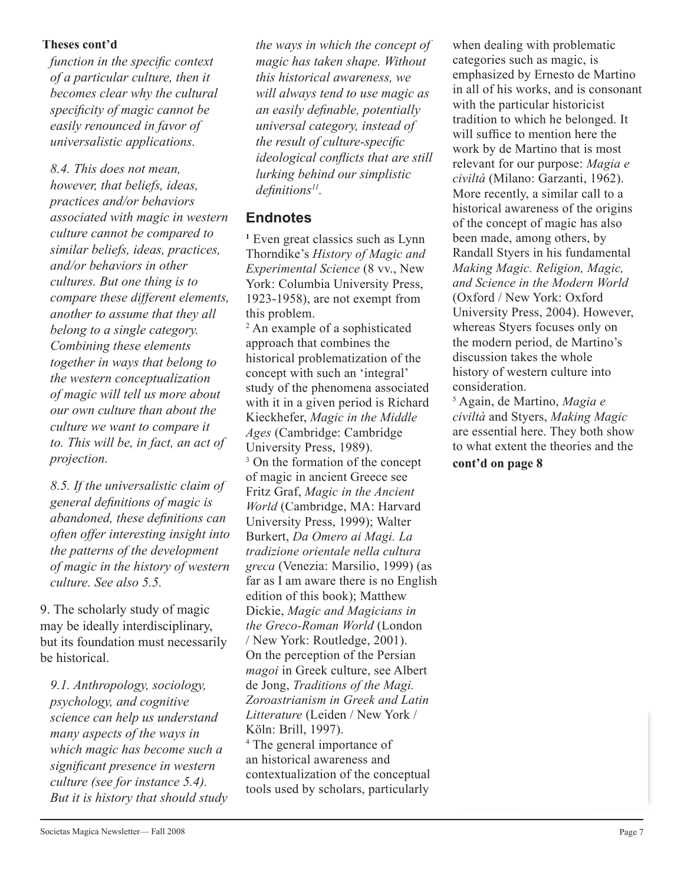**Theses cont'd**

*function in the specific context of a particular culture, then it becomes clear why the cultural specificity of magic cannot be easily renounced in favor of universalistic applications.*

*8.4. This does not mean, however, that beliefs, ideas, practices and/or behaviors associated with magic in western culture cannot be compared to similar beliefs, ideas, practices, and/or behaviors in other cultures. But one thing is to compare these different elements, another to assume that they all belong to a single category. Combining these elements together in ways that belong to the western conceptualization of magic will tell us more about our own culture than about the culture we want to compare it to. This will be, in fact, an act of projection.*

*8.5. If the universalistic claim of general definitions of magic is abandoned, these definitions can often offer interesting insight into the patterns of the development of magic in the history of western culture. See also 5.5.*

9. The scholarly study of magic may be ideally interdisciplinary, but its foundation must necessarily be historical.

*9.1. Anthropology, sociology, psychology, and cognitive science can help us understand many aspects of the ways in which magic has become such a significant presence in western culture (see for instance 5.4). But it is history that should study the ways in which the concept of magic has taken shape. Without this historical awareness, we will always tend to use magic as an easily definable, potentially universal category, instead of the result of culture-specific ideological conflicts that are still lurking behind our simplistic definitions[11].*

## Endnotes

[1] Even great classics such as Lynn Thorndike's *History of Magic and Experimental Science* (8 vv., New York: Columbia University Press, 1923-1958), are not exempt from this problem.

[2] An example of a sophisticated approach that combines the historical problematization of the concept with such an 'integral' study of the phenomena associated with it in a given period is Richard Kieckhefer, *Magic in the Middle Ages* (Cambridge: Cambridge University Press, 1989).

[3] On the formation of the concept of magic in ancient Greece see Fritz Graf, *Magic in the Ancient World* (Cambridge, MA: Harvard University Press, 1999); Walter Burkert, *Da Omero ai Magi. La tradizione orientale nella cultura greca* (Venezia: Marsilio, 1999) (as far as I am aware there is no English edition of this book); Matthew Dickie, *Magic and Magicians in the Greco-Roman World* (London / New York: Routledge, 2001). On the perception of the Persian *magoi* in Greek culture, see Albert de Jong, *Traditions of the Magi. Zoroastrianism in Greek and Latin Litterature* (Leiden / New York / Köln: Brill, 1997).

[4] The general importance of an historical awareness and contextualization of the conceptual tools used by scholars, particularly when dealing with problematic categories such as magic, is emphasized by Ernesto de Martino in all of his works, and is consonant with the particular historicist tradition to which he belonged. It will suffice to mention here the work by de Martino that is most relevant for our purpose: *Magia e civiltà* (Milano: Garzanti, 1962). More recently, a similar call to a historical awareness of the origins of the concept of magic has also been made, among others, by Randall Styers in his fundamental *Making Magic. Religion, Magic, and Science in the Modern World* (Oxford / New York: Oxford University Press, 2004). However, whereas Styers focuses only on the modern period, de Martino's discussion takes the whole history of western culture into consideration.

[5] Again, de Martino, *Magia e civiltà* and Styers, *Making Magic* are essential here. They both show to what extent the theories and the

**cont'd on page 8**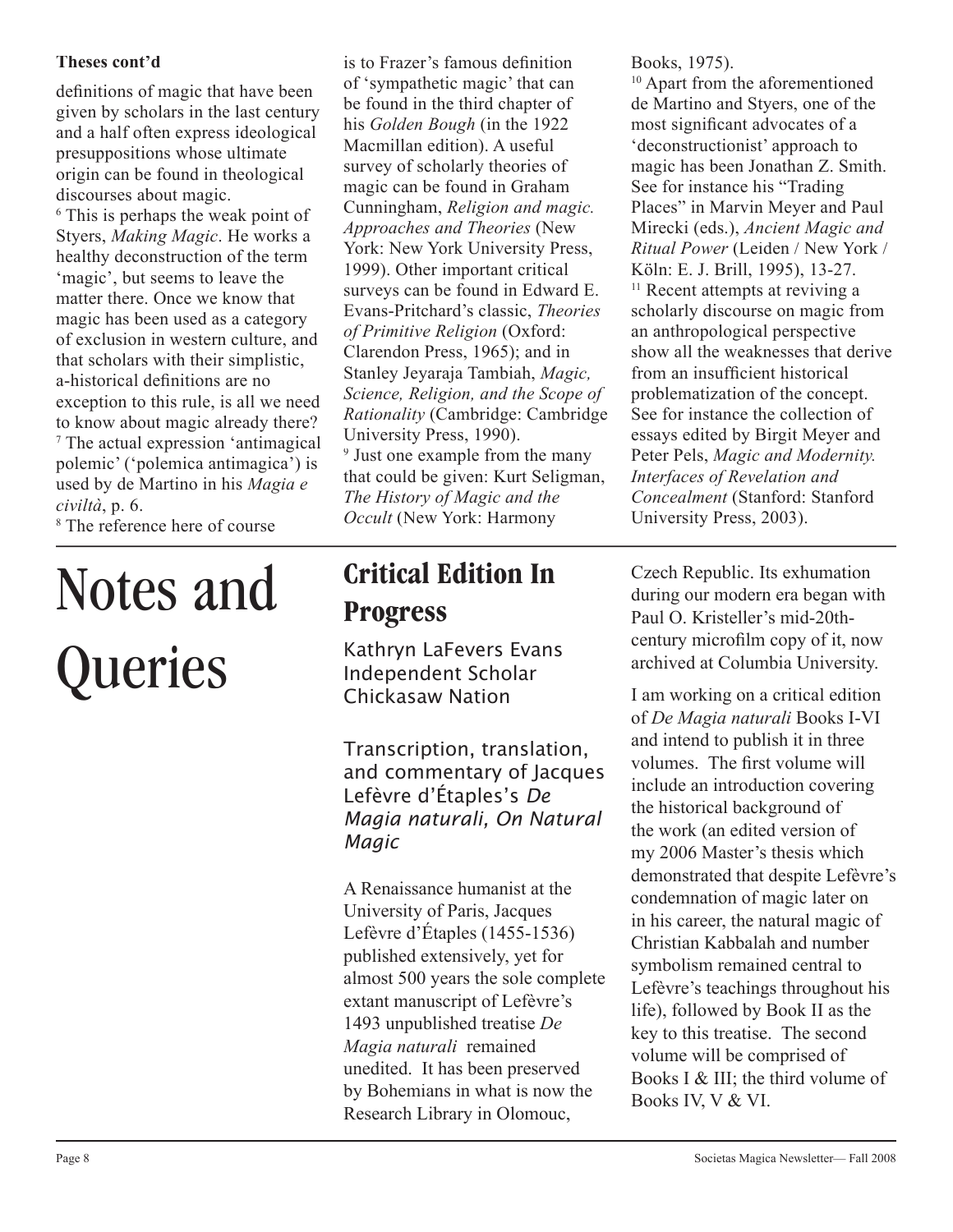**Theses cont'd**

definitions of magic that have been given by scholars in the last century and a half often express ideological presuppositions whose ultimate origin can be found in theological discourses about magic.

[6] This is perhaps the weak point of Styers, *Making Magic*. He works a healthy deconstruction of the term 'magic', but seems to leave the matter there. Once we know that magic has been used as a category of exclusion in western culture, and that scholars with their simplistic, a-historical definitions are no exception to this rule, is all we need to know about magic already there?

[7] The actual expression 'antimagical polemic' ('polemica antimagica') is used by de Martino in his *Magia e civiltà*, p. 6.

[8] The reference here of course is to Frazer's famous definition of 'sympathetic magic' that can be found in the third chapter of his *Golden Bough* (in the 1922 Macmillan edition). A useful survey of scholarly theories of magic can be found in Graham Cunningham, *Religion and magic. Approaches and Theories* (New York: New York University Press, 1999). Other important critical surveys can be found in Edward E. Evans-Pritchard's classic, *Theories of Primitive Religion* (Oxford: Clarendon Press, 1965); and in Stanley Jeyaraja Tambiah, *Magic, Science, Religion, and the Scope of Rationality* (Cambridge: Cambridge University Press, 1990).

[9] Just one example from the many that could be given: Kurt Seligman, *The History of Magic and the Occult* (New York: Harmony Books, 1975).

[10] Apart from the aforementioned de Martino and Styers, one of the most significant advocates of a 'deconstructionist' approach to magic has been Jonathan Z. Smith. See for instance his "Trading Places" in Marvin Meyer and Paul Mirecki (eds.), *Ancient Magic and Ritual Power* (Leiden / New York / Köln: E. J. Brill, 1995), 13-27.

[11] Recent attempts at reviving a scholarly discourse on magic from an anthropological perspective show all the weaknesses that derive from an insufficient historical problematization of the concept. See for instance the collection of essays edited by Birgit Meyer and Peter Pels, *Magic and Modernity. Interfaces of Revelation and Concealment* (Stanford: Stanford University Press, 2003).

# Notes and Queries

## Critical Edition In Progress

Kathryn LaFevers Evans
Independent Scholar
Chickasaw Nation

### Transcription, translation, and commentary of Jacques Lefèvre d'Étaples's *De Magia naturali, On Natural Magic*

A Renaissance humanist at the University of Paris, Jacques Lefèvre d'Étaples (1455-1536) published extensively, yet for almost 500 years the sole complete extant manuscript of Lefèvre's 1493 unpublished treatise *De Magia naturali* remained unedited. It has been preserved by Bohemians in what is now the Research Library in Olomouc, Czech Republic. Its exhumation during our modern era began with Paul O. Kristeller's mid-20th-century microfilm copy of it, now archived at Columbia University.

I am working on a critical edition of *De Magia naturali* Books I-VI and intend to publish it in three volumes. The first volume will include an introduction covering the historical background of the work (an edited version of my 2006 Master's thesis which demonstrated that despite Lefèvre's condemnation of magic later on in his career, the natural magic of Christian Kabbalah and number symbolism remained central to Lefèvre's teachings throughout his life), followed by Book II as the key to this treatise. The second volume will be comprised of Books I & III; the third volume of Books IV, V & VI.